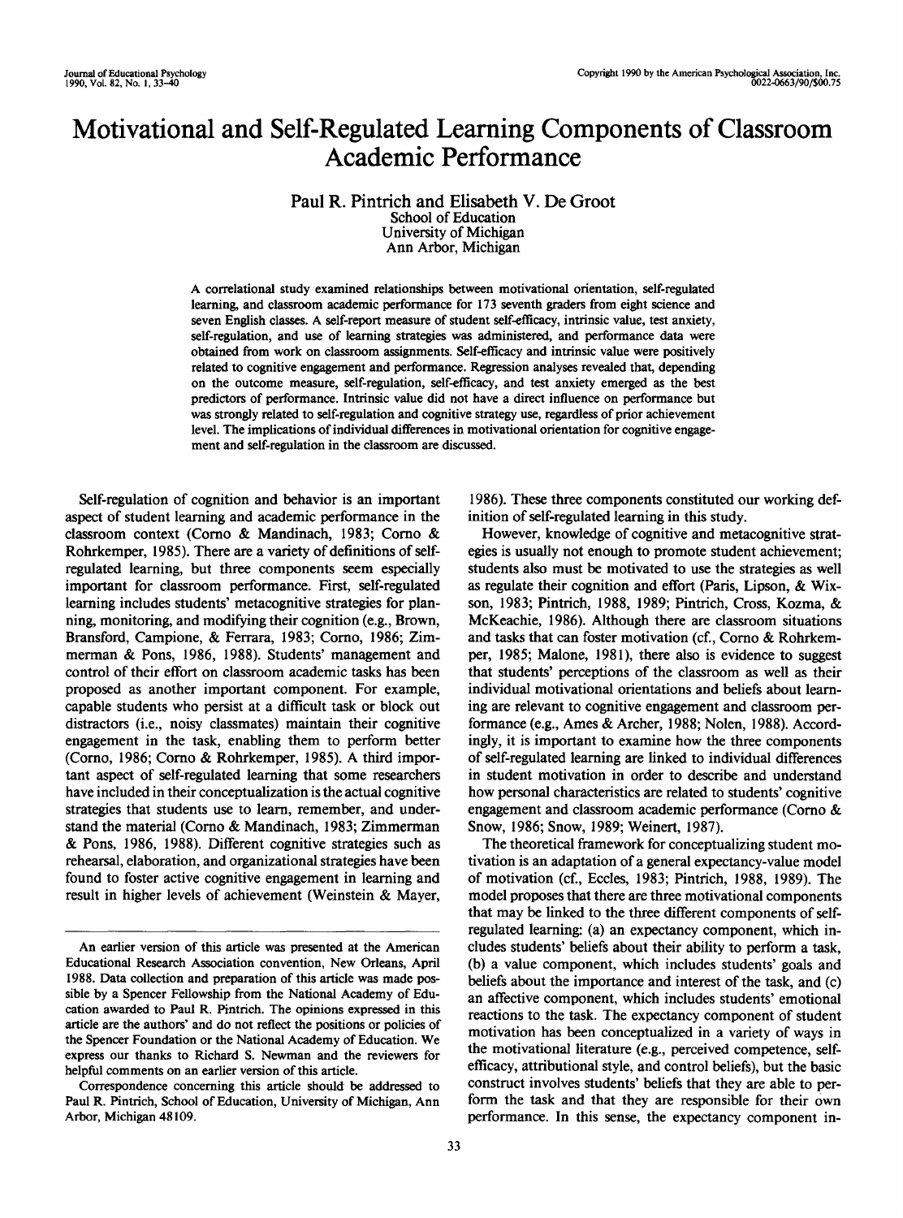# Motivational and Self-Regulated Learning Components of Classroom Academic Performance

Paul R. Pintrich and Elisabeth V. De Groot
School of Education
University of Michigan
Ann Arbor, Michigan

A correlational study examined relationships between motivational orientation, self-regulated learning, and classroom academic performance for 173 seventh graders from eight science and seven English classes. A self-report measure of student self-efficacy, intrinsic value, test anxiety, self-regulation, and use of learning strategies was administered, and performance data were obtained from work on classroom assignments. Self-efficacy and intrinsic value were positively related to cognitive engagement and performance. Regression analyses revealed that, depending on the outcome measure, self-regulation, self-efficacy, and test anxiety emerged as the best predictors of performance. Intrinsic value did not have a direct influence on performance but was strongly related to self-regulation and cognitive strategy use, regardless of prior achievement level. The implications of individual differences in motivational orientation for cognitive engagement and self-regulation in the classroom are discussed.

Self-regulation of cognition and behavior is an important aspect of student learning and academic performance in the classroom context (Corno & Mandinach, 1983; Corno & Rohrkemper, 1985). There are a variety of definitions of self-regulated learning, but three components seem especially important for classroom performance. First, self-regulated learning includes students' metacognitive strategies for planning, monitoring, and modifying their cognition (e.g., Brown, Bransford, Campione, & Ferrara, 1983; Corno, 1986; Zimmerman & Pons, 1986, 1988). Students' management and control of their effort on classroom academic tasks has been proposed as another important component. For example, capable students who persist at a difficult task or block out distractors (i.e., noisy classmates) maintain their cognitive engagement in the task, enabling them to perform better (Corno, 1986; Corno & Rohrkemper, 1985). A third important aspect of self-regulated learning that some researchers have included in their conceptualization is the actual cognitive strategies that students use to learn, remember, and understand the material (Corno & Mandinach, 1983; Zimmerman & Pons, 1986, 1988). Different cognitive strategies such as rehearsal, elaboration, and organizational strategies have been found to foster active cognitive engagement in learning and result in higher levels of achievement (Weinstein & Mayer, 1986). These three components constituted our working definition of self-regulated learning in this study.

However, knowledge of cognitive and metacognitive strategies is usually not enough to promote student achievement; students also must be motivated to use the strategies as well as regulate their cognition and effort (Paris, Lipson, & Wixson, 1983; Pintrich, 1988, 1989; Pintrich, Cross, Kozma, & McKeachie, 1986). Although there are classroom situations and tasks that can foster motivation (cf., Corno & Rohrkemper, 1985; Malone, 1981), there also is evidence to suggest that students' perceptions of the classroom as well as their individual motivational orientations and beliefs about learning are relevant to cognitive engagement and classroom performance (e.g., Ames & Archer, 1988; Nolen, 1988). Accordingly, it is important to examine how the three components of self-regulated learning are linked to individual differences in student motivation in order to describe and understand how personal characteristics are related to students' cognitive engagement and classroom academic performance (Corno & Snow, 1986; Snow, 1989; Weinert, 1987).

The theoretical framework for conceptualizing student motivation is an adaptation of a general expectancy-value model of motivation (cf., Eccles, 1983; Pintrich, 1988, 1989). The model proposes that there are three motivational components that may be linked to the three different components of self-regulated learning: (a) an expectancy component, which includes students' beliefs about their ability to perform a task, (b) a value component, which includes students' goals and beliefs about the importance and interest of the task, and (c) an affective component, which includes students' emotional reactions to the task. The expectancy component of student motivation has been conceptualized in a variety of ways in the motivational literature (e.g., perceived competence, self-efficacy, attributional style, and control beliefs), but the basic construct involves students' beliefs that they are able to perform the task and that they are responsible for their own performance. In this sense, the expectancy component in-

---

An earlier version of this article was presented at the American Educational Research Association convention, New Orleans, April 1988. Data collection and preparation of this article was made possible by a Spencer Fellowship from the National Academy of Education awarded to Paul R. Pintrich. The opinions expressed in this article are the authors' and do not reflect the positions or policies of the Spencer Foundation or the National Academy of Education. We express our thanks to Richard S. Newman and the reviewers for helpful comments on an earlier version of this article.

Correspondence concerning this article should be addressed to Paul R. Pintrich, School of Education, University of Michigan, Ann Arbor, Michigan 48109.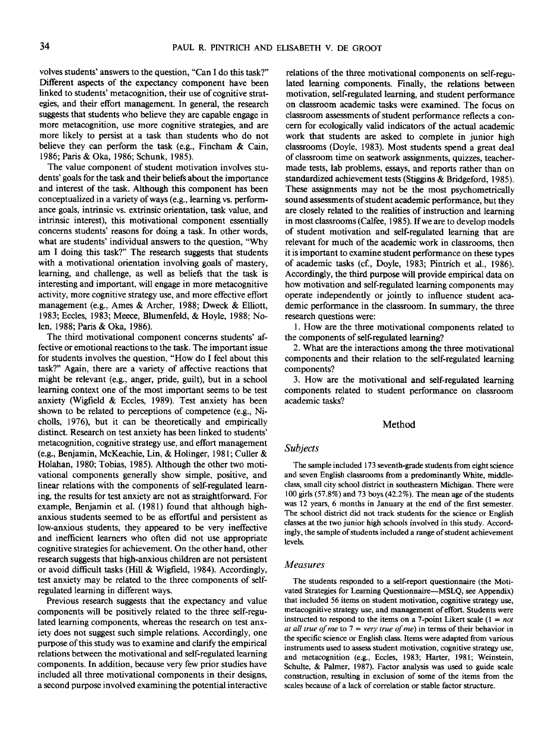volves students' answers to the question, "Can I do this task?" Different aspects of the expectancy component have been linked to students' metacognition, their use of cognitive strategies, and their effort management. In general, the research suggests that students who believe they are capable engage in more metacognition, use more cognitive strategies, and are more likely to persist at a task than students who do not believe they can perform the task (e.g., Fincham & Cain, 1986; Paris & Oka, 1986; Schunk, 1985).

The value component of student motivation involves students' goals for the task and their beliefs about the importance and interest of the task. Although this component has been conceptualized in a variety of ways (e.g., learning vs. performance goals, intrinsic vs. extrinsic orientation, task value, and intrinsic interest), this motivational component essentially concerns students' reasons for doing a task. In other words, what are students' individual answers to the question, "Why am I doing this task?" The research suggests that students with a motivational orientation involving goals of mastery, learning, and challenge, as well as beliefs that the task is interesting and important, will engage in more metacognitive activity, more cognitive strategy use, and more effective effort management (e.g., Ames & Archer, 1988; Dweck & Elliott, 1983; Eccles, 1983; Meece, Blumenfeld, & Hoyle, 1988; Nolen, 1988; Paris & Oka, 1986).

The third motivational component concerns students' affective or emotional reactions to the task. The important issue for students involves the question, "How do I feel about this task?" Again, there are a variety of affective reactions that might be relevant (e.g., anger, pride, guilt), but in a school learning context one of the most important seems to be test anxiety (Wigfield & Eccles, 1989). Test anxiety has been shown to be related to perceptions of competence (e.g., Nicholls, 1976), but it can be theoretically and empirically distinct. Research on test anxiety has been linked to students' metacognition, cognitive strategy use, and effort management (e.g., Benjamin, McKeachie, Lin, & Holinger, 1981; Culler & Holahan, 1980; Tobias, 1985). Although the other two motivational components generally show simple, positive, and linear relations with the components of self-regulated learning, the results for test anxiety are not as straightforward. For example, Benjamin et al. (1981) found that although high-anxious students seemed to be as effortful and persistent as low-anxious students, they appeared to be very ineffective and inefficient learners who often did not use appropriate cognitive strategies for achievement. On the other hand, other research suggests that high-anxious children are not persistent or avoid difficult tasks (Hill & Wigfield, 1984). Accordingly, test anxiety may be related to the three components of self-regulated learning in different ways.

Previous research suggests that the expectancy and value components will be positively related to the three self-regulated learning components, whereas the research on test anxiety does not suggest such simple relations. Accordingly, one purpose of this study was to examine and clarify the empirical relations between the motivational and self-regulated learning components. In addition, because very few prior studies have included all three motivational components in their designs, a second purpose involved examining the potential interactive relations of the three motivational components on self-regulated learning components. Finally, the relations between motivation, self-regulated learning, and student performance on classroom academic tasks were examined. The focus on classroom assessments of student performance reflects a concern for ecologically valid indicators of the actual academic work that students are asked to complete in junior high classrooms (Doyle, 1983). Most students spend a great deal of classroom time on seatwork assignments, quizzes, teacher-made tests, lab problems, essays, and reports rather than on standardized achievement tests (Stiggins & Bridgeford, 1985). These assignments may not be the most psychometrically sound assessments of student academic performance, but they are closely related to the realities of instruction and learning in most classrooms (Calfee, 1985). If we are to develop models of student motivation and self-regulated learning that are relevant for much of the academic work in classrooms, then it is important to examine student performance on these types of academic tasks (cf., Doyle, 1983; Pintrich et al., 1986). Accordingly, the third purpose will provide empirical data on how motivation and self-regulated learning components may operate independently or jointly to influence student academic performance in the classroom. In summary, the three research questions were:

1. How are the three motivational components related to the components of self-regulated learning?

2. What are the interactions among the three motivational components and their relation to the self-regulated learning components?

3. How are the motivational and self-regulated learning components related to student performance on classroom academic tasks?

## Method

### *Subjects*

The sample included 173 seventh-grade students from eight science and seven English classrooms from a predominantly White, middle-class, small city school district in southeastern Michigan. There were 100 girls (57.8%) and 73 boys (42.2%). The mean age of the students was 12 years, 6 months in January at the end of the first semester. The school district did not track students for the science or English classes at the two junior high schools involved in this study. Accordingly, the sample of students included a range of student achievement levels.

### *Measures*

The students responded to a self-report questionnaire (the Motivated Strategies for Learning Questionnaire—MSLQ, see Appendix) that included 56 items on student motivation, cognitive strategy use, metacognitive strategy use, and management of effort. Students were instructed to respond to the items on a 7-point Likert scale (1 = *not at all true of me* to 7 = *very true of me*) in terms of their behavior in the specific science or English class. Items were adapted from various instruments used to assess student motivation, cognitive strategy use, and metacognition (e.g., Eccles, 1983; Harter, 1981; Weinstein, Schulte, & Palmer, 1987). Factor analysis was used to guide scale construction, resulting in exclusion of some of the items from the scales because of a lack of correlation or stable factor structure.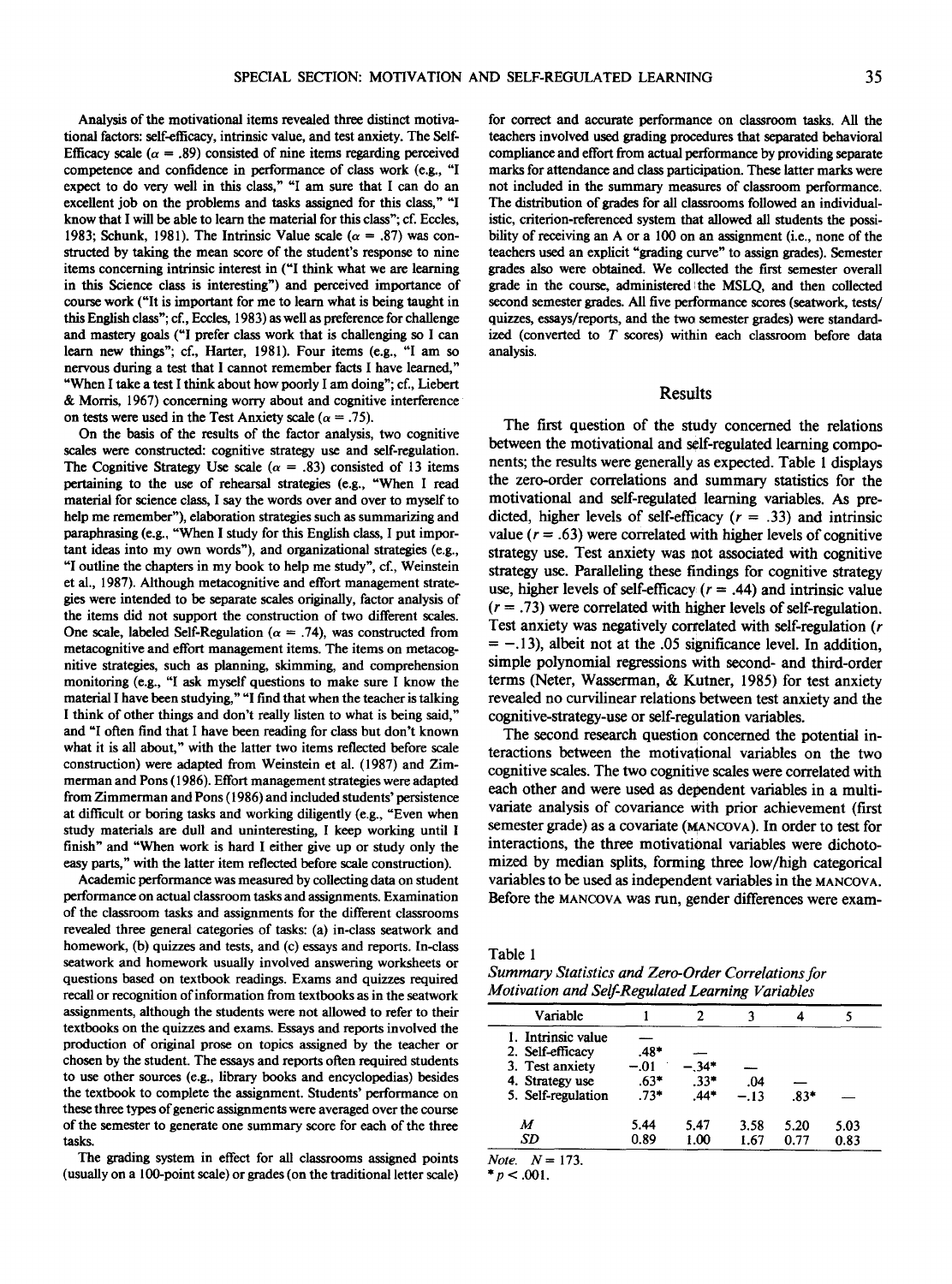Analysis of the motivational items revealed three distinct motivational factors: self-efficacy, intrinsic value, and test anxiety. The Self-Efficacy scale ($\alpha = .89$) consisted of nine items regarding perceived competence and confidence in performance of class work (e.g., "I expect to do very well in this class," "I am sure that I can do an excellent job on the problems and tasks assigned for this class," "I know that I will be able to learn the material for this class"; cf. Eccles, 1983; Schunk, 1981). The Intrinsic Value scale ($\alpha = .87$) was constructed by taking the mean score of the student's response to nine items concerning intrinsic interest in ("I think what we are learning in this Science class is interesting") and perceived importance of course work ("It is important for me to learn what is being taught in this English class"; cf., Eccles, 1983) as well as preference for challenge and mastery goals ("I prefer class work that is challenging so I can learn new things"; cf., Harter, 1981). Four items (e.g., "I am so nervous during a test that I cannot remember facts I have learned," "When I take a test I think about how poorly I am doing"; cf., Liebert & Morris, 1967) concerning worry about and cognitive interference on tests were used in the Test Anxiety scale ($\alpha = .75$).

On the basis of the results of the factor analysis, two cognitive scales were constructed: cognitive strategy use and self-regulation. The Cognitive Strategy Use scale ($\alpha = .83$) consisted of 13 items pertaining to the use of rehearsal strategies (e.g., "When I read material for science class, I say the words over and over to myself to help me remember"), elaboration strategies such as summarizing and paraphrasing (e.g., "When I study for this English class, I put important ideas into my own words"), and organizational strategies (e.g., "I outline the chapters in my book to help me study", cf., Weinstein et al., 1987). Although metacognitive and effort management strategies were intended to be separate scales originally, factor analysis of the items did not support the construction of two different scales. One scale, labeled Self-Regulation ($\alpha = .74$), was constructed from metacognitive and effort management items. The items on metacognitive strategies, such as planning, skimming, and comprehension monitoring (e.g., "I ask myself questions to make sure I know the material I have been studying," "I find that when the teacher is talking I think of other things and don't really listen to what is being said," and "I often find that I have been reading for class but don't known what it is all about," with the latter two items reflected before scale construction) were adapted from Weinstein et al. (1987) and Zimmerman and Pons (1986). Effort management strategies were adapted from Zimmerman and Pons (1986) and included students' persistence at difficult or boring tasks and working diligently (e.g., "Even when study materials are dull and uninteresting, I keep working until I finish" and "When work is hard I either give up or study only the easy parts," with the latter item reflected before scale construction).

Academic performance was measured by collecting data on student performance on actual classroom tasks and assignments. Examination of the classroom tasks and assignments for the different classrooms revealed three general categories of tasks: (a) in-class seatwork and homework, (b) quizzes and tests, and (c) essays and reports. In-class seatwork and homework usually involved answering worksheets or questions based on textbook readings. Exams and quizzes required recall or recognition of information from textbooks as in the seatwork assignments, although the students were not allowed to refer to their textbooks on the quizzes and exams. Essays and reports involved the production of original prose on topics assigned by the teacher or chosen by the student. The essays and reports often required students to use other sources (e.g., library books and encyclopedias) besides the textbook to complete the assignment. Students' performance on these three types of generic assignments were averaged over the course of the semester to generate one summary score for each of the three tasks.

The grading system in effect for all classrooms assigned points (usually on a 100-point scale) or grades (on the traditional letter scale) for correct and accurate performance on classroom tasks. All the teachers involved used grading procedures that separated behavioral compliance and effort from actual performance by providing separate marks for attendance and class participation. These latter marks were not included in the summary measures of classroom performance. The distribution of grades for all classrooms followed an individualistic, criterion-referenced system that allowed all students the possibility of receiving an A or a 100 on an assignment (i.e., none of the teachers used an explicit "grading curve" to assign grades). Semester grades also were obtained. We collected the first semester overall grade in the course, administered the MSLQ, and then collected second semester grades. All five performance scores (seatwork, tests/quizzes, essays/reports, and the two semester grades) were standardized (converted to *T* scores) within each classroom before data analysis.

## Results

The first question of the study concerned the relations between the motivational and self-regulated learning components; the results were generally as expected. Table 1 displays the zero-order correlations and summary statistics for the motivational and self-regulated learning variables. As predicted, higher levels of self-efficacy ($r = .33$) and intrinsic value ($r = .63$) were correlated with higher levels of cognitive strategy use. Test anxiety was not associated with cognitive strategy use. Paralleling these findings for cognitive strategy use, higher levels of self-efficacy ($r = .44$) and intrinsic value ($r = .73$) were correlated with higher levels of self-regulation. Test anxiety was negatively correlated with self-regulation ($r = -.13$), albeit not at the .05 significance level. In addition, simple polynomial regressions with second- and third-order terms (Neter, Wasserman, & Kutner, 1985) for test anxiety revealed no curvilinear relations between test anxiety and the cognitive-strategy-use or self-regulation variables.

The second research question concerned the potential interactions between the motivational variables on the two cognitive scales. The two cognitive scales were correlated with each other and were used as dependent variables in a multivariate analysis of covariance with prior achievement (first semester grade) as a covariate (MANCOVA). In order to test for interactions, the three motivational variables were dichotomized by median splits, forming three low/high categorical variables to be used as independent variables in the MANCOVA. Before the MANCOVA was run, gender differences were exam-

Table 1
*Summary Statistics and Zero-Order Correlations for Motivation and Self-Regulated Learning Variables*

| Variable | 1 | 2 | 3 | 4 | 5 |
|---|---|---|---|---|---|
| 1. Intrinsic value | — | | | | |
| 2. Self-efficacy | .48* | — | | | |
| 3. Test anxiety | −.01 | −.34* | — | | |
| 4. Strategy use | .63* | .33* | .04 | — | |
| 5. Self-regulation | .73* | .44* | −.13 | .83* | — |
| *M* | 5.44 | 5.47 | 3.58 | 5.20 | 5.03 |
| *SD* | 0.89 | 1.00 | 1.67 | 0.77 | 0.83 |

*Note.* $N = 173$.
* $p < .001$.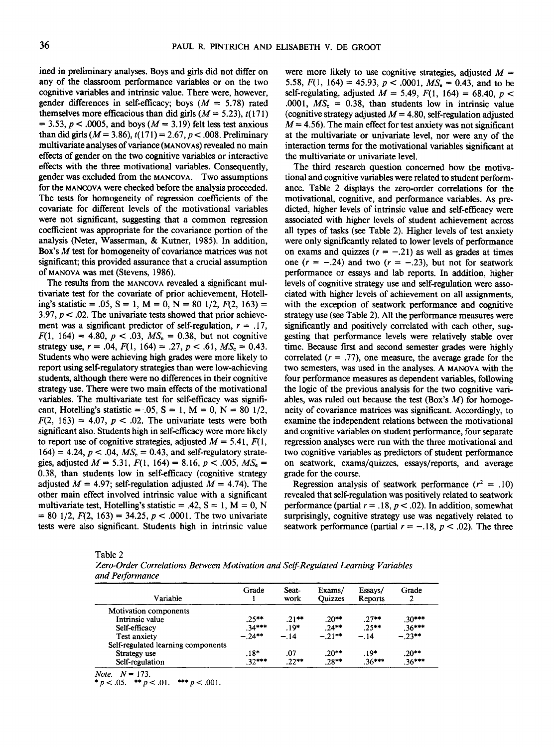ined in preliminary analyses. Boys and girls did not differ on any of the classroom performance variables or on the two cognitive variables and intrinsic value. There were, however, gender differences in self-efficacy; boys ($M = 5.78$) rated themselves more efficacious than did girls ($M = 5.23$), $t(171) = 3.53, p < .0005$, and boys ($M = 3.19$) felt less test anxious than did girls ($M = 3.86$), $t(171) = 2.67, p < .008$. Preliminary multivariate analyses of variance (MANOVAS) revealed no main effects of gender on the two cognitive variables or interactive effects with the three motivational variables. Consequently, gender was excluded from the MANCOVA. Two assumptions for the MANCOVA were checked before the analysis proceeded. The tests for homogeneity of regression coefficients of the covariate for different levels of the motivational variables were not significant, suggesting that a common regression coefficient was appropriate for the covariance portion of the analysis (Neter, Wasserman, & Kutner, 1985). In addition, Box's $M$ test for homogeneity of covariance matrices was not significant; this provided assurance that a crucial assumption of MANOVA was met (Stevens, 1986).

The results from the MANCOVA revealed a significant multivariate test for the covariate of prior achievement, Hotelling's statistic = .05, S = 1, M = 0, N = 80 1/2, $F(2, 163) = 3.97, p < .02$. The univariate tests showed that prior achievement was a significant predictor of self-regulation, $r = .17$, $F(1, 164) = 4.80, p < .03, MS_e = 0.38$, but not cognitive strategy use, $r = .04$, $F(1, 164) = .27, p < .61, MS_e = 0.43$. Students who were achieving high grades were more likely to report using self-regulatory strategies than were low-achieving students, although there were no differences in their cognitive strategy use. There were two main effects of the motivational variables. The multivariate test for self-efficacy was significant, Hotelling's statistic = .05, S = 1, M = 0, N = 80 1/2, $F(2, 163) = 4.07, p < .02$. The univariate tests were both significant also. Students high in self-efficacy were more likely to report use of cognitive strategies, adjusted $M = 5.41$, $F(1, 164) = 4.24, p < .04, MS_e = 0.43$, and self-regulatory strategies, adjusted $M = 5.31$, $F(1, 164) = 8.16, p < .005, MS_e = 0.38$, than students low in self-efficacy (cognitive strategy adjusted $M = 4.97$; self-regulation adjusted $M = 4.74$). The other main effect involved intrinsic value with a significant multivariate test, Hotelling's statistic = .42, S = 1, M = 0, N = 80 1/2, $F(2, 163) = 34.25, p < .0001$. The two univariate tests were also significant. Students high in intrinsic value were more likely to use cognitive strategies, adjusted $M = 5.58$, $F(1, 164) = 45.93, p < .0001, MS_e = 0.43$, and to be self-regulating, adjusted $M = 5.49$, $F(1, 164) = 68.40, p < .0001, MS_e = 0.38$, than students low in intrinsic value (cognitive strategy adjusted $M = 4.80$, self-regulation adjusted $M = 4.56$). The main effect for test anxiety was not significant at the multivariate or univariate level, nor were any of the interaction terms for the motivational variables significant at the multivariate or univariate level.

The third research question concerned how the motivational and cognitive variables were related to student performance. Table 2 displays the zero-order correlations for the motivational, cognitive, and performance variables. As predicted, higher levels of intrinsic value and self-efficacy were associated with higher levels of student achievement across all types of tasks (see Table 2). Higher levels of test anxiety were only significantly related to lower levels of performance on exams and quizzes ($r = -.21$) as well as grades at times one ($r = -.24$) and two ($r = -.23$), but not for seatwork performance or essays and lab reports. In addition, higher levels of cognitive strategy use and self-regulation were associated with higher levels of achievement on all assignments, with the exception of seatwork performance and cognitive strategy use (see Table 2). All the performance measures were significantly and positively correlated with each other, suggesting that performance levels were relatively stable over time. Because first and second semester grades were highly correlated ($r = .77$), one measure, the average grade for the two semesters, was used in the analyses. A MANOVA with the four performance measures as dependent variables, following the logic of the previous analysis for the two cognitive variables, was ruled out because the test (Box's $M$) for homogeneity of covariance matrices was significant. Accordingly, to examine the independent relations between the motivational and cognitive variables on student performance, four separate regression analyses were run with the three motivational and two cognitive variables as predictors of student performance on seatwork, exams/quizzes, essays/reports, and average grade for the course.

Regression analysis of seatwork performance ($r^2 = .10$) revealed that self-regulation was positively related to seatwork performance (partial $r = .18, p < .02$). In addition, somewhat surprisingly, cognitive strategy use was negatively related to seatwork performance (partial $r = -.18, p < .02$). The three

Table 2
*Zero-Order Correlations Between Motivation and Self-Regulated Learning Variables and Performance*

| Variable | Grade 1 | Seatwork | Exams/Quizzes | Essays/Reports | Grade 2 |
|---|---|---|---|---|---|
| Motivation components | | | | | |
| Intrinsic value | .25** | .21** | .20** | .27** | .30*** |
| Self-efficacy | .34*** | .19* | .24** | .25** | .36*** |
| Test anxiety | −.24** | −.14 | −.21** | −.14 | −.23** |
| Self-regulated learning components | | | | | |
| Strategy use | .18* | .07 | .20** | .19* | .20** |
| Self-regulation | .32*** | .22** | .28** | .36*** | .36*** |

*Note.* $N = 173$.
* $p < .05$. ** $p < .01$. *** $p < .001$.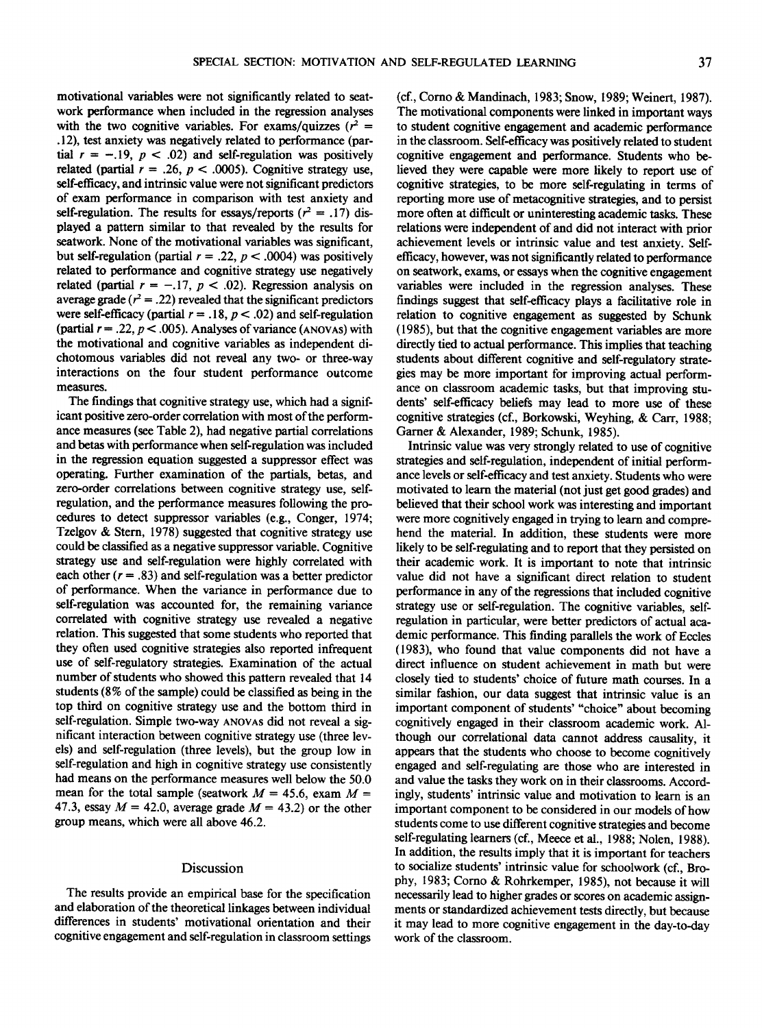motivational variables were not significantly related to seatwork performance when included in the regression analyses with the two cognitive variables. For exams/quizzes ($r^2 = .12$), test anxiety was negatively related to performance (partial $r = -.19$, $p < .02$) and self-regulation was positively related (partial $r = .26$, $p < .0005$). Cognitive strategy use, self-efficacy, and intrinsic value were not significant predictors of exam performance in comparison with test anxiety and self-regulation. The results for essays/reports ($r^2 = .17$) displayed a pattern similar to that revealed by the results for seatwork. None of the motivational variables was significant, but self-regulation (partial $r = .22$, $p < .0004$) was positively related to performance and cognitive strategy use negatively related (partial $r = -.17$, $p < .02$). Regression analysis on average grade ($r^2 = .22$) revealed that the significant predictors were self-efficacy (partial $r = .18$, $p < .02$) and self-regulation (partial $r = .22$, $p < .005$). Analyses of variance (ANOVAs) with the motivational and cognitive variables as independent dichotomous variables did not reveal any two- or three-way interactions on the four student performance outcome measures.

The findings that cognitive strategy use, which had a significant positive zero-order correlation with most of the performance measures (see Table 2), had negative partial correlations and betas with performance when self-regulation was included in the regression equation suggested a suppressor effect was operating. Further examination of the partials, betas, and zero-order correlations between cognitive strategy use, self-regulation, and the performance measures following the procedures to detect suppressor variables (e.g., Conger, 1974; Tzelgov & Stern, 1978) suggested that cognitive strategy use could be classified as a negative suppressor variable. Cognitive strategy use and self-regulation were highly correlated with each other ($r = .83$) and self-regulation was a better predictor of performance. When the variance in performance due to self-regulation was accounted for, the remaining variance correlated with cognitive strategy use revealed a negative relation. This suggested that some students who reported that they often used cognitive strategies also reported infrequent use of self-regulatory strategies. Examination of the actual number of students who showed this pattern revealed that 14 students (8% of the sample) could be classified as being in the top third on cognitive strategy use and the bottom third in self-regulation. Simple two-way ANOVAs did not reveal a significant interaction between cognitive strategy use (three levels) and self-regulation (three levels), but the group low in self-regulation and high in cognitive strategy use consistently had means on the performance measures well below the 50.0 mean for the total sample (seatwork $M = 45.6$, exam $M = 47.3$, essay $M = 42.0$, average grade $M = 43.2$) or the other group means, which were all above 46.2.

## Discussion

The results provide an empirical base for the specification and elaboration of the theoretical linkages between individual differences in students' motivational orientation and their cognitive engagement and self-regulation in classroom settings (cf., Corno & Mandinach, 1983; Snow, 1989; Weinert, 1987). The motivational components were linked in important ways to student cognitive engagement and academic performance in the classroom. Self-efficacy was positively related to student cognitive engagement and performance. Students who believed they were capable were more likely to report use of cognitive strategies, to be more self-regulating in terms of reporting more use of metacognitive strategies, and to persist more often at difficult or uninteresting academic tasks. These relations were independent of and did not interact with prior achievement levels or intrinsic value and test anxiety. Self-efficacy, however, was not significantly related to performance on seatwork, exams, or essays when the cognitive engagement variables were included in the regression analyses. These findings suggest that self-efficacy plays a facilitative role in relation to cognitive engagement as suggested by Schunk (1985), but that the cognitive engagement variables are more directly tied to actual performance. This implies that teaching students about different cognitive and self-regulatory strategies may be more important for improving actual performance on classroom academic tasks, but that improving students' self-efficacy beliefs may lead to more use of these cognitive strategies (cf., Borkowski, Weyhing, & Carr, 1988; Garner & Alexander, 1989; Schunk, 1985).

Intrinsic value was very strongly related to use of cognitive strategies and self-regulation, independent of initial performance levels or self-efficacy and test anxiety. Students who were motivated to learn the material (not just get good grades) and believed that their school work was interesting and important were more cognitively engaged in trying to learn and comprehend the material. In addition, these students were more likely to be self-regulating and to report that they persisted on their academic work. It is important to note that intrinsic value did not have a significant direct relation to student performance in any of the regressions that included cognitive strategy use or self-regulation. The cognitive variables, self-regulation in particular, were better predictors of actual academic performance. This finding parallels the work of Eccles (1983), who found that value components did not have a direct influence on student achievement in math but were closely tied to students' choice of future math courses. In a similar fashion, our data suggest that intrinsic value is an important component of students' "choice" about becoming cognitively engaged in their classroom academic work. Although our correlational data cannot address causality, it appears that the students who choose to become cognitively engaged and self-regulating are those who are interested in and value the tasks they work on in their classrooms. Accordingly, students' intrinsic value and motivation to learn is an important component to be considered in our models of how students come to use different cognitive strategies and become self-regulating learners (cf., Meece et al., 1988; Nolen, 1988). In addition, the results imply that it is important for teachers to socialize students' intrinsic value for schoolwork (cf., Brophy, 1983; Corno & Rohrkemper, 1985), not because it will necessarily lead to higher grades or scores on academic assignments or standardized achievement tests directly, but because it may lead to more cognitive engagement in the day-to-day work of the classroom.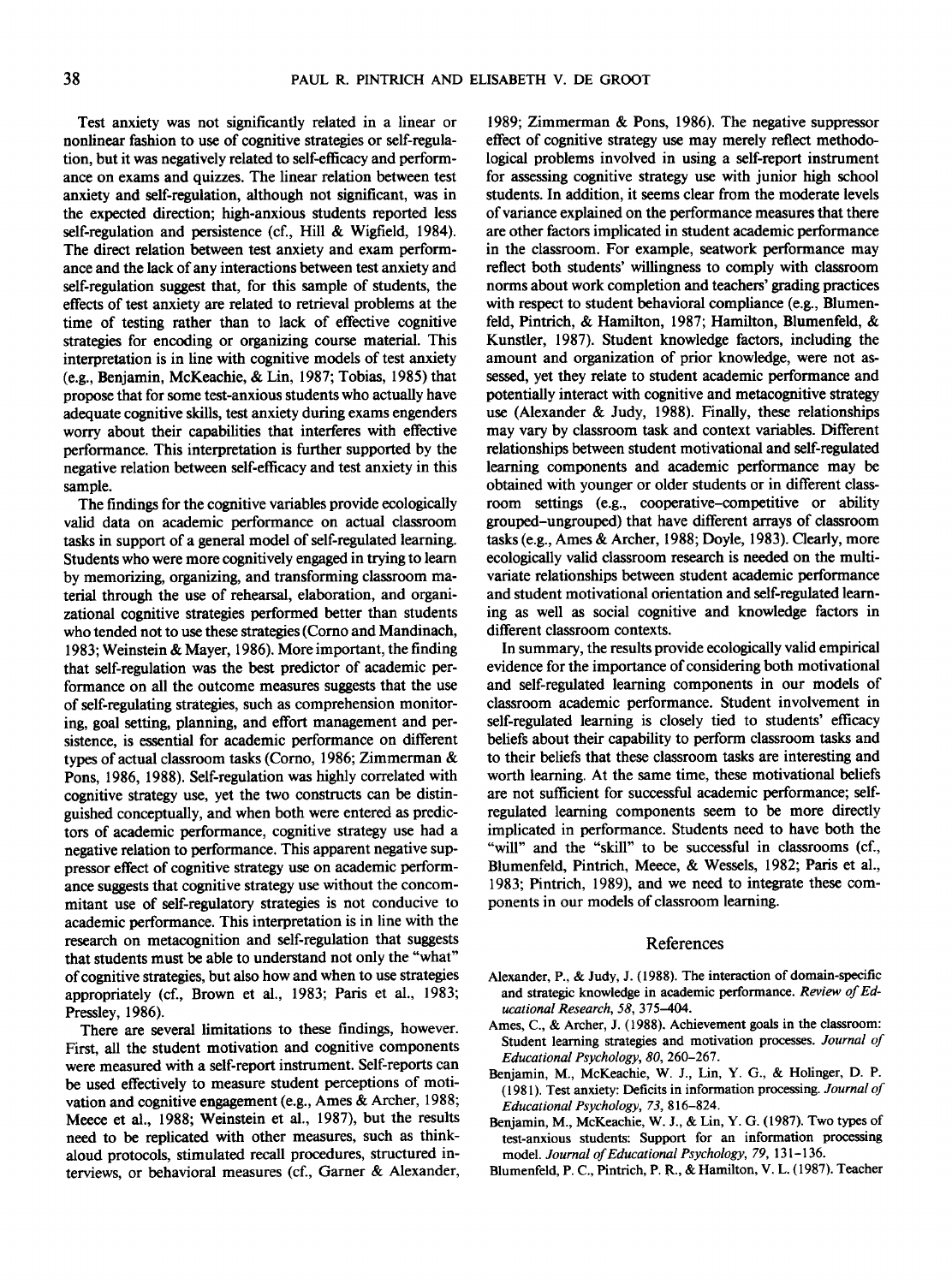Test anxiety was not significantly related in a linear or nonlinear fashion to use of cognitive strategies or self-regulation, but it was negatively related to self-efficacy and performance on exams and quizzes. The linear relation between test anxiety and self-regulation, although not significant, was in the expected direction; high-anxious students reported less self-regulation and persistence (cf., Hill & Wigfield, 1984). The direct relation between test anxiety and exam performance and the lack of any interactions between test anxiety and self-regulation suggest that, for this sample of students, the effects of test anxiety are related to retrieval problems at the time of testing rather than to lack of effective cognitive strategies for encoding or organizing course material. This interpretation is in line with cognitive models of test anxiety (e.g., Benjamin, McKeachie, & Lin, 1987; Tobias, 1985) that propose that for some test-anxious students who actually have adequate cognitive skills, test anxiety during exams engenders worry about their capabilities that interferes with effective performance. This interpretation is further supported by the negative relation between self-efficacy and test anxiety in this sample.

The findings for the cognitive variables provide ecologically valid data on academic performance on actual classroom tasks in support of a general model of self-regulated learning. Students who were more cognitively engaged in trying to learn by memorizing, organizing, and transforming classroom material through the use of rehearsal, elaboration, and organizational cognitive strategies performed better than students who tended not to use these strategies (Corno and Mandinach, 1983; Weinstein & Mayer, 1986). More important, the finding that self-regulation was the best predictor of academic performance on all the outcome measures suggests that the use of self-regulating strategies, such as comprehension monitoring, goal setting, planning, and effort management and persistence, is essential for academic performance on different types of actual classroom tasks (Corno, 1986; Zimmerman & Pons, 1986, 1988). Self-regulation was highly correlated with cognitive strategy use, yet the two constructs can be distinguished conceptually, and when both were entered as predictors of academic performance, cognitive strategy use had a negative relation to performance. This apparent negative suppressor effect of cognitive strategy use on academic performance suggests that cognitive strategy use without the concommitant use of self-regulatory strategies is not conducive to academic performance. This interpretation is in line with the research on metacognition and self-regulation that suggests that students must be able to understand not only the "what" of cognitive strategies, but also how and when to use strategies appropriately (cf., Brown et al., 1983; Paris et al., 1983; Pressley, 1986).

There are several limitations to these findings, however. First, all the student motivation and cognitive components were measured with a self-report instrument. Self-reports can be used effectively to measure student perceptions of motivation and cognitive engagement (e.g., Ames & Archer, 1988; Meece et al., 1988; Weinstein et al., 1987), but the results need to be replicated with other measures, such as think-aloud protocols, stimulated recall procedures, structured interviews, or behavioral measures (cf., Garner & Alexander, 1989; Zimmerman & Pons, 1986). The negative suppressor effect of cognitive strategy use may merely reflect methodological problems involved in using a self-report instrument for assessing cognitive strategy use with junior high school students. In addition, it seems clear from the moderate levels of variance explained on the performance measures that there are other factors implicated in student academic performance in the classroom. For example, seatwork performance may reflect both students' willingness to comply with classroom norms about work completion and teachers' grading practices with respect to student behavioral compliance (e.g., Blumenfeld, Pintrich, & Hamilton, 1987; Hamilton, Blumenfeld, & Kunstler, 1987). Student knowledge factors, including the amount and organization of prior knowledge, were not assessed, yet they relate to student academic performance and potentially interact with cognitive and metacognitive strategy use (Alexander & Judy, 1988). Finally, these relationships may vary by classroom task and context variables. Different relationships between student motivational and self-regulated learning components and academic performance may be obtained with younger or older students or in different classroom settings (e.g., cooperative–competitive or ability grouped–ungrouped) that have different arrays of classroom tasks (e.g., Ames & Archer, 1988; Doyle, 1983). Clearly, more ecologically valid classroom research is needed on the multivariate relationships between student academic performance and student motivational orientation and self-regulated learning as well as social cognitive and knowledge factors in different classroom contexts.

In summary, the results provide ecologically valid empirical evidence for the importance of considering both motivational and self-regulated learning components in our models of classroom academic performance. Student involvement in self-regulated learning is closely tied to students' efficacy beliefs about their capability to perform classroom tasks and to their beliefs that these classroom tasks are interesting and worth learning. At the same time, these motivational beliefs are not sufficient for successful academic performance; self-regulated learning components seem to be more directly implicated in performance. Students need to have both the "will" and the "skill" to be successful in classrooms (cf., Blumenfeld, Pintrich, Meece, & Wessels, 1982; Paris et al., 1983; Pintrich, 1989), and we need to integrate these components in our models of classroom learning.

## References

Alexander, P., & Judy, J. (1988). The interaction of domain-specific and strategic knowledge in academic performance. *Review of Educational Research, 58,* 375–404.

Ames, C., & Archer, J. (1988). Achievement goals in the classroom: Student learning strategies and motivation processes. *Journal of Educational Psychology, 80,* 260–267.

Benjamin, M., McKeachie, W. J., Lin, Y. G., & Holinger, D. P. (1981). Test anxiety: Deficits in information processing. *Journal of Educational Psychology, 73,* 816–824.

Benjamin, M., McKeachie, W. J., & Lin, Y. G. (1987). Two types of test-anxious students: Support for an information processing model. *Journal of Educational Psychology, 79,* 131–136.

Blumenfeld, P. C., Pintrich, P. R., & Hamilton, V. L. (1987). Teacher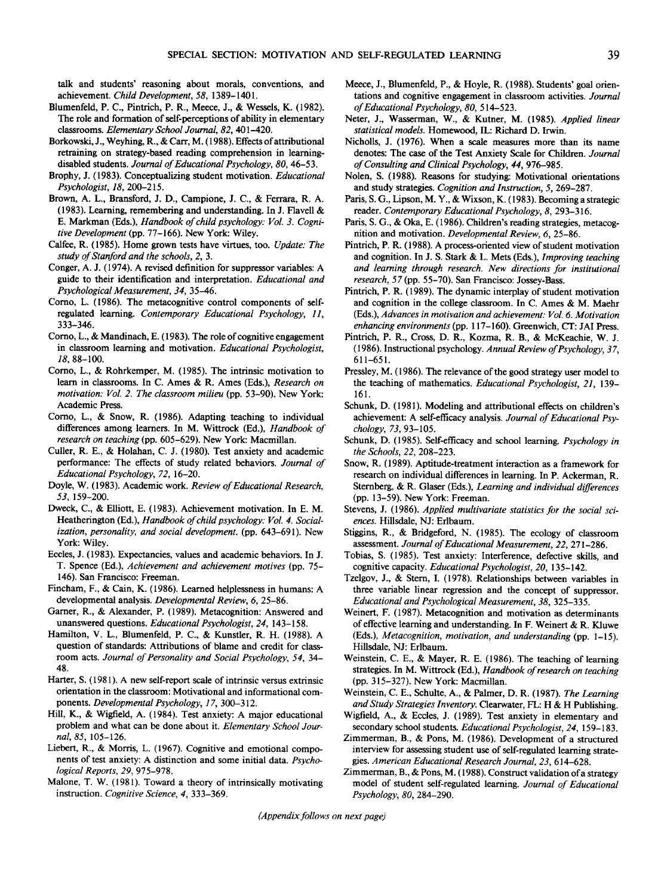talk and students' reasoning about morals, conventions, and achievement. *Child Development, 58*, 1389–1401.

Blumenfeld, P. C., Pintrich, P. R., Meece, J., & Wessels, K. (1982). The role and formation of self-perceptions of ability in elementary classrooms. *Elementary School Journal, 82*, 401–420.

Borkowski, J., Weyhing, R., & Carr, M. (1988). Effects of attributional retraining on strategy-based reading comprehension in learning-disabled students. *Journal of Educational Psychology, 80*, 46–53.

Brophy, J. (1983). Conceptualizing student motivation. *Educational Psychologist, 18*, 200–215.

Brown, A. L., Bransford, J. D., Campione, J. C., & Ferrara, R. A. (1983). Learning, remembering and understanding. In J. Flavell & E. Markman (Eds.), *Handbook of child psychology: Vol. 3. Cognitive Development* (pp. 77–166). New York: Wiley.

Calfee, R. (1985). Home grown tests have virtues, too. *Update: The study of Stanford and the schools, 2*, 3.

Conger, A. J. (1974). A revised definition for suppressor variables: A guide to their identification and interpretation. *Educational and Psychological Measurement, 34*, 35–46.

Corno, L. (1986). The metacognitive control components of self-regulated learning. *Contemporary Educational Psychology, 11*, 333–346.

Corno, L., & Mandinach, E. (1983). The role of cognitive engagement in classroom learning and motivation. *Educational Psychologist, 18*, 88–100.

Corno, L., & Rohrkemper, M. (1985). The intrinsic motivation to learn in classrooms. In C. Ames & R. Ames (Eds.), *Research on motivation: Vol. 2. The classroom milieu* (pp. 53–90). New York: Academic Press.

Corno, L., & Snow, R. (1986). Adapting teaching to individual differences among learners. In M. Wittrock (Ed.), *Handbook of research on teaching* (pp. 605–629). New York: Macmillan.

Culler, R. E., & Holahan, C. J. (1980). Test anxiety and academic performance: The effects of study related behaviors. *Journal of Educational Psychology, 72*, 16–20.

Doyle, W. (1983). Academic work. *Review of Educational Research, 53*, 159–200.

Dweck, C., & Elliott, E. (1983). Achievement motivation. In E. M. Heatherington (Ed.), *Handbook of child psychology: Vol. 4. Socialization, personality, and social development.* (pp. 643–691). New York: Wiley.

Eccles, J. (1983). Expectancies, values and academic behaviors. In J. T. Spence (Ed.), *Achievement and achievement motives* (pp. 75–146). San Francisco: Freeman.

Fincham, F., & Cain, K. (1986). Learned helplessness in humans: A developmental analysis. *Developmental Review, 6*, 25–86.

Garner, R., & Alexander, P. (1989). Metacognition: Answered and unanswered questions. *Educational Psychologist, 24*, 143–158.

Hamilton, V. L., Blumenfeld, P. C., & Kunstler, R. H. (1988). A question of standards: Attributions of blame and credit for classroom acts. *Journal of Personality and Social Psychology, 54*, 34–48.

Harter, S. (1981). A new self-report scale of intrinsic versus extrinsic orientation in the classroom: Motivational and informational components. *Developmental Psychology, 17*, 300–312.

Hill, K., & Wigfield, A. (1984). Test anxiety: A major educational problem and what can be done about it. *Elementary School Journal, 85*, 105–126.

Liebert, R., & Morris, L. (1967). Cognitive and emotional components of test anxiety: A distinction and some initial data. *Psychological Reports, 29*, 975–978.

Malone, T. W. (1981). Toward a theory of intrinsically motivating instruction. *Cognitive Science, 4*, 333–369.

Meece, J., Blumenfeld, P., & Hoyle, R. (1988). Students' goal orientations and cognitive engagement in classroom activities. *Journal of Educational Psychology, 80*, 514–523.

Neter, J., Wasserman, W., & Kutner, M. (1985). *Applied linear statistical models.* Homewood, IL: Richard D. Irwin.

Nicholls, J. (1976). When a scale measures more than its name denotes: The case of the Test Anxiety Scale for Children. *Journal of Consulting and Clinical Psychology, 44*, 976–985.

Nolen, S. (1988). Reasons for studying: Motivational orientations and study strategies. *Cognition and Instruction, 5*, 269–287.

Paris, S. G., Lipson, M. Y., & Wixson, K. (1983). Becoming a strategic reader. *Contemporary Educational Psychology, 8*, 293–316.

Paris, S. G., & Oka, E. (1986). Children's reading strategies, metacognition and motivation. *Developmental Review, 6*, 25–86.

Pintrich, P. R. (1988). A process-oriented view of student motivation and cognition. In J. S. Stark & L. Mets (Eds.), *Improving teaching and learning through research. New directions for institutional research, 57* (pp. 55–70). San Francisco: Jossey-Bass.

Pintrich, P. R. (1989). The dynamic interplay of student motivation and cognition in the college classroom. In C. Ames & M. Maehr (Eds.), *Advances in motivation and achievement: Vol. 6. Motivation enhancing environments* (pp. 117–160). Greenwich, CT: JAI Press.

Pintrich, P. R., Cross, D. R., Kozma, R. B., & McKeachie, W. J. (1986). Instructional psychology. *Annual Review of Psychology, 37*, 611–651.

Pressley, M. (1986). The relevance of the good strategy user model to the teaching of mathematics. *Educational Psychologist, 21*, 139–161.

Schunk, D. (1981). Modeling and attributional effects on children's achievement: A self-efficacy analysis. *Journal of Educational Psychology, 73*, 93–105.

Schunk, D. (1985). Self-efficacy and school learning. *Psychology in the Schools, 22*, 208–223.

Snow, R. (1989). Aptitude-treatment interaction as a framework for research on individual differences in learning. In P. Ackerman, R. Sternberg, & R. Glaser (Eds.), *Learning and individual differences* (pp. 13–59). New York: Freeman.

Stevens, J. (1986). *Applied multivariate statistics for the social sciences.* Hillsdale, NJ: Erlbaum.

Stiggins, R., & Bridgeford, N. (1985). The ecology of classroom assessment. *Journal of Educational Measurement, 22*, 271–286.

Tobias, S. (1985). Test anxiety: Interference, defective skills, and cognitive capacity. *Educational Psychologist, 20*, 135–142.

Tzelgov, J., & Stern, I. (1978). Relationships between variables in three variable linear regression and the concept of suppressor. *Educational and Psychological Measurement, 38*, 325–335.

Weinert, F. (1987). Metacognition and motivation as determinants of effective learning and understanding. In F. Weinert & R. Kluwe (Eds.), *Metacognition, motivation, and understanding* (pp. 1–15). Hillsdale, NJ: Erlbaum.

Weinstein, C. E., & Mayer, R. E. (1986). The teaching of learning strategies. In M. Wittrock (Ed.), *Handbook of research on teaching* (pp. 315–327). New York: Macmillan.

Weinstein, C. E., Schulte, A., & Palmer, D. R. (1987). *The Learning and Study Strategies Inventory.* Clearwater, FL: H & H Publishing.

Wigfield, A., & Eccles, J. (1989). Test anxiety in elementary and secondary school students. *Educational Psychologist, 24*, 159–183.

Zimmerman, B., & Pons, M. (1986). Development of a structured interview for assessing student use of self-regulated learning strategies. *American Educational Research Journal, 23*, 614–628.

Zimmerman, B., & Pons, M. (1988). Construct validation of a strategy model of student self-regulated learning. *Journal of Educational Psychology, 80*, 284–290.

*(Appendix follows on next page)*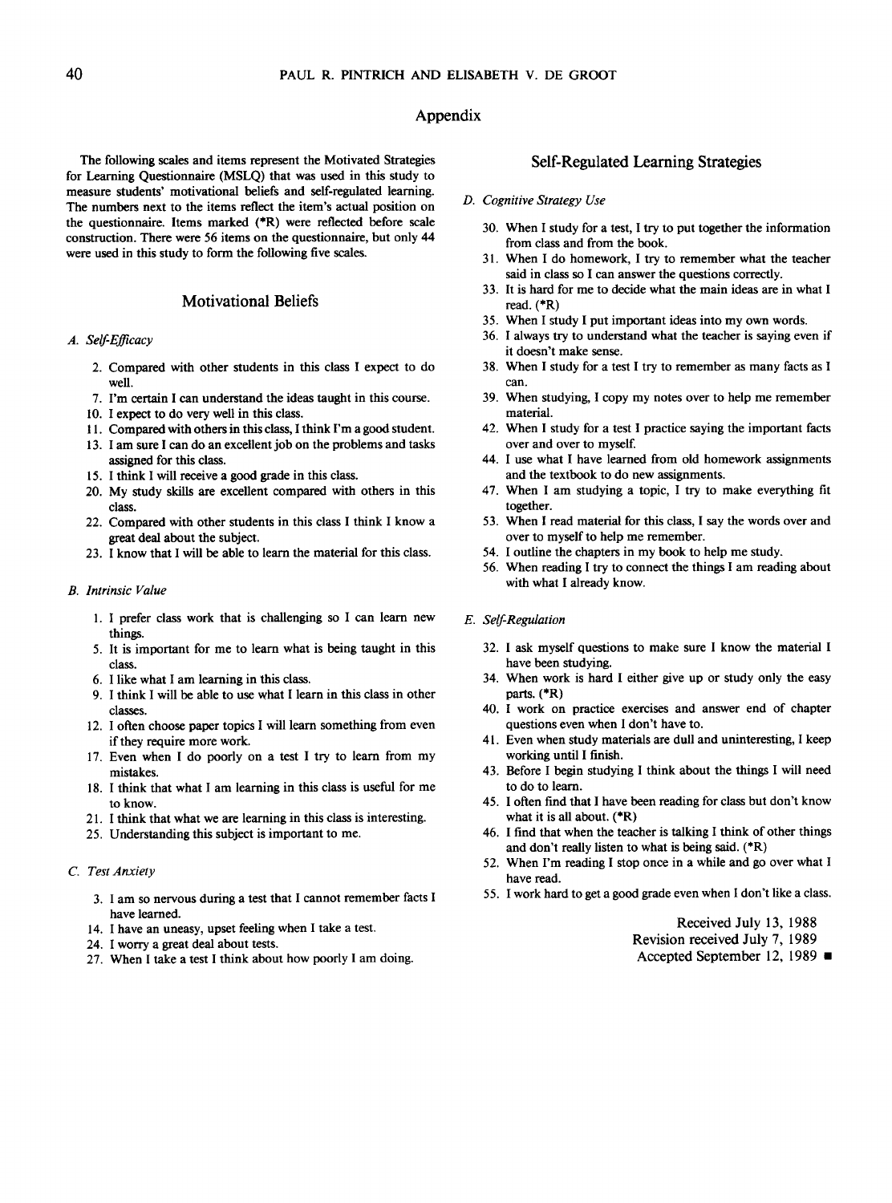## Appendix

The following scales and items represent the Motivated Strategies for Learning Questionnaire (MSLQ) that was used in this study to measure students' motivational beliefs and self-regulated learning. The numbers next to the items reflect the item's actual position on the questionnaire. Items marked (*R) were reflected before scale construction. There were 56 items on the questionnaire, but only 44 were used in this study to form the following five scales.

### Motivational Beliefs

*A. Self-Efficacy*

2. Compared with other students in this class I expect to do well.
7. I'm certain I can understand the ideas taught in this course.
10. I expect to do very well in this class.
11. Compared with others in this class, I think I'm a good student.
13. I am sure I can do an excellent job on the problems and tasks assigned for this class.
15. I think I will receive a good grade in this class.
20. My study skills are excellent compared with others in this class.
22. Compared with other students in this class I think I know a great deal about the subject.
23. I know that I will be able to learn the material for this class.

*B. Intrinsic Value*

1. I prefer class work that is challenging so I can learn new things.
5. It is important for me to learn what is being taught in this class.
6. I like what I am learning in this class.
9. I think I will be able to use what I learn in this class in other classes.
12. I often choose paper topics I will learn something from even if they require more work.
17. Even when I do poorly on a test I try to learn from my mistakes.
18. I think that what I am learning in this class is useful for me to know.
21. I think that what we are learning in this class is interesting.
25. Understanding this subject is important to me.

*C. Test Anxiety*

3. I am so nervous during a test that I cannot remember facts I have learned.
14. I have an uneasy, upset feeling when I take a test.
24. I worry a great deal about tests.
27. When I take a test I think about how poorly I am doing.

### Self-Regulated Learning Strategies

*D. Cognitive Strategy Use*

30. When I study for a test, I try to put together the information from class and from the book.
31. When I do homework, I try to remember what the teacher said in class so I can answer the questions correctly.
33. It is hard for me to decide what the main ideas are in what I read. (*R)
35. When I study I put important ideas into my own words.
36. I always try to understand what the teacher is saying even if it doesn't make sense.
38. When I study for a test I try to remember as many facts as I can.
39. When studying, I copy my notes over to help me remember material.
42. When I study for a test I practice saying the important facts over and over to myself.
44. I use what I have learned from old homework assignments and the textbook to do new assignments.
47. When I am studying a topic, I try to make everything fit together.
53. When I read material for this class, I say the words over and over to myself to help me remember.
54. I outline the chapters in my book to help me study.
56. When reading I try to connect the things I am reading about with what I already know.

*E. Self-Regulation*

32. I ask myself questions to make sure I know the material I have been studying.
34. When work is hard I either give up or study only the easy parts. (*R)
40. I work on practice exercises and answer end of chapter questions even when I don't have to.
41. Even when study materials are dull and uninteresting, I keep working until I finish.
43. Before I begin studying I think about the things I will need to do to learn.
45. I often find that I have been reading for class but don't know what it is all about. (*R)
46. I find that when the teacher is talking I think of other things and don't really listen to what is being said. (*R)
52. When I'm reading I stop once in a while and go over what I have read.
55. I work hard to get a good grade even when I don't like a class.

Received July 13, 1988
Revision received July 7, 1989
Accepted September 12, 1989 ■